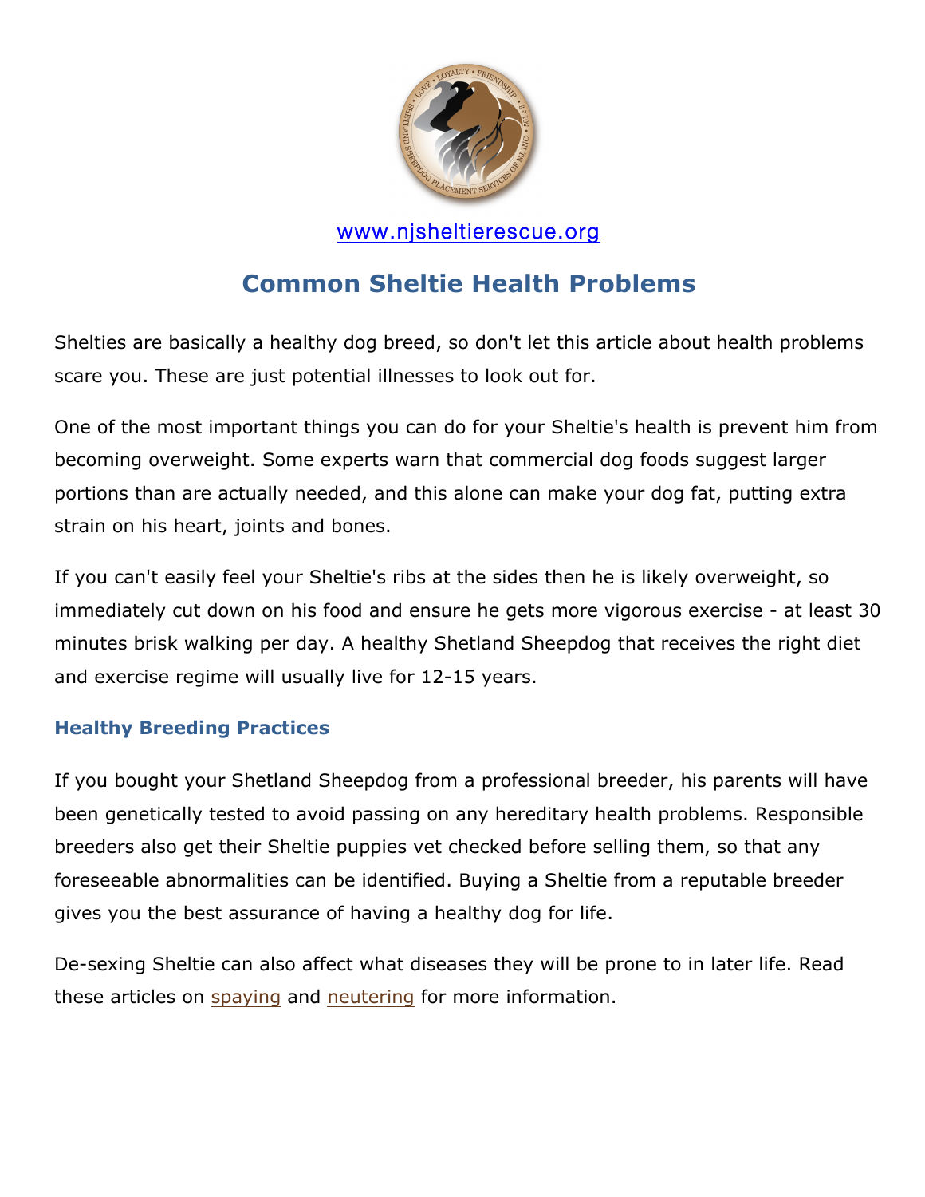www.njsheltierescue.org

# Common Sheltie Health Problems

Shelties are basically a healthy dog breed, so don't let this article about health problems scare you. These are just potential illnesses to look out for.

One of the most important things you can do for your Sheltie's health is prevent him from becoming overweight. Some experts warn that commercial dog foods suggest larger portions than are actually needed, and this alone can make your dog fat, putting extra strain on his heart, joints and bones.

If you can't easily feel your Sheltie's ribs at the sides then he is likely overweight, so immediately cut down on his food and ensure he gets more vigorous exercise - at least 30 minutes brisk walking per day. A healthy Shetland Sheepdog that receives the right diet and exercise regime will usually live for 12-15 years.

## Healthy Breeding Practices

If you bought your Shetland Sheepdog from a professional breeder, his parents will have been genetically tested to avoid passing on any hereditary health problems. Responsible breeders also get their Sheltie puppies vet checked before selling them, so that any foreseeable abnormalities can be identified. Buying a Sheltie from a reputable breeder gives you the best assurance of having a healthy dog for life.

De-sexing Sheltie can also affect what diseases they will be prone to in later life. Read these articles on spaying and neutering for more information.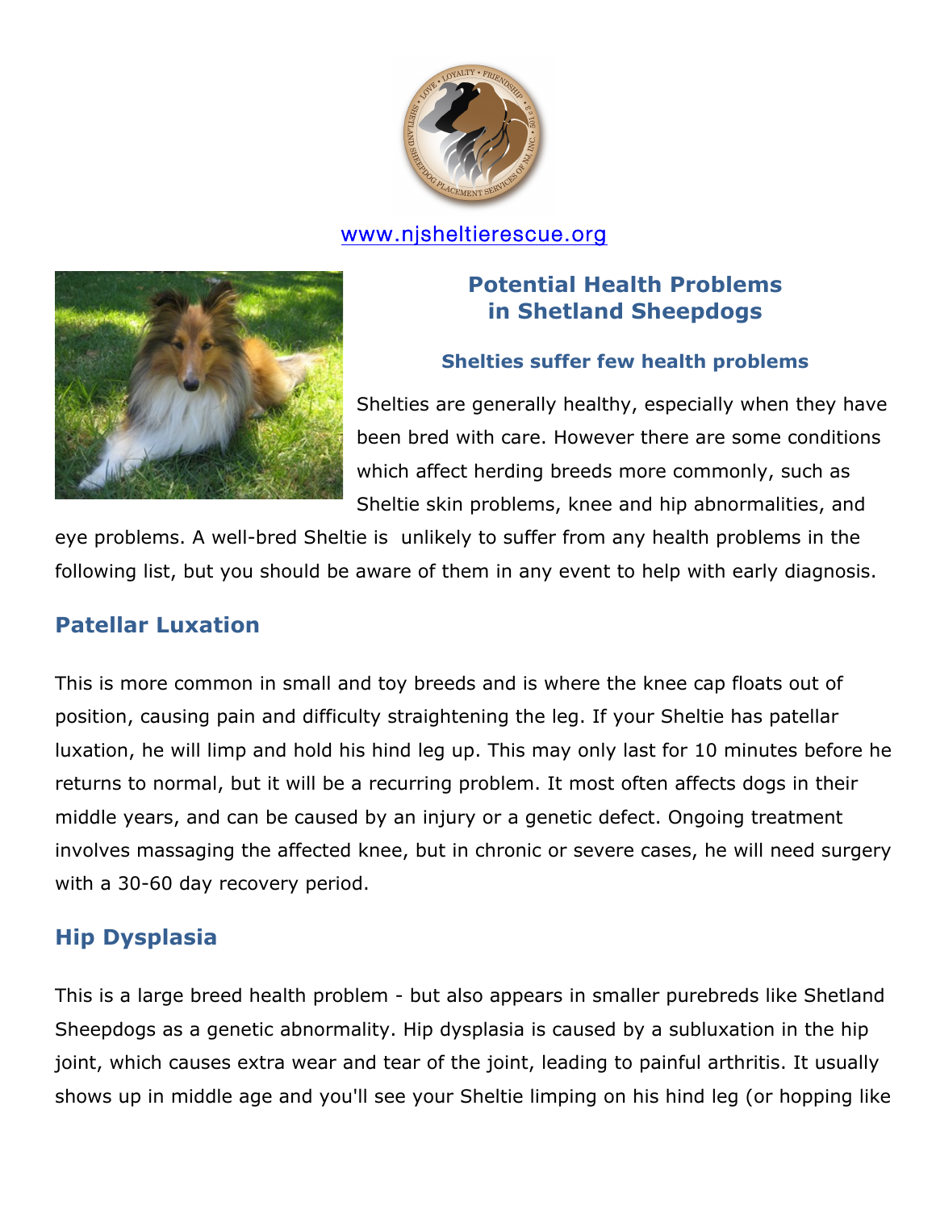www.njsheltierescue.org

# Potential Health Problems in Shetland Sheepdogs

### Shelties suffer few health problems

Shelties are generally healthy, especially when they have been bred with care. However there are some conditions which affect herding breeds more commonly, such as Sheltie skin problems, knee and hip abnormalities, and eye problems. A well-bred Sheltie is unlikely to suffer from any health problems in the following list, but you should be aware of them in any event to help with early diagnosis.

## Patellar Luxation

This is more common in small and toy breeds and is where the knee cap floats out of position, causing pain and difficulty straightening the leg. If your Sheltie has patellar luxation, he will limp and hold his hind leg up. This may only last for 10 minutes before he returns to normal, but it will be a recurring problem. It most often affects dogs in their middle years, and can be caused by an injury or a genetic defect. Ongoing treatment involves massaging the affected knee, but in chronic or severe cases, he will need surgery with a 30-60 day recovery period.

## Hip Dysplasia

This is a large breed health problem - but also appears in smaller purebreds like Shetland Sheepdogs as a genetic abnormality. Hip dysplasia is caused by a subluxation in the hip joint, which causes extra wear and tear of the joint, leading to painful arthritis. It usually shows up in middle age and you'll see your Sheltie limping on his hind leg (or hopping like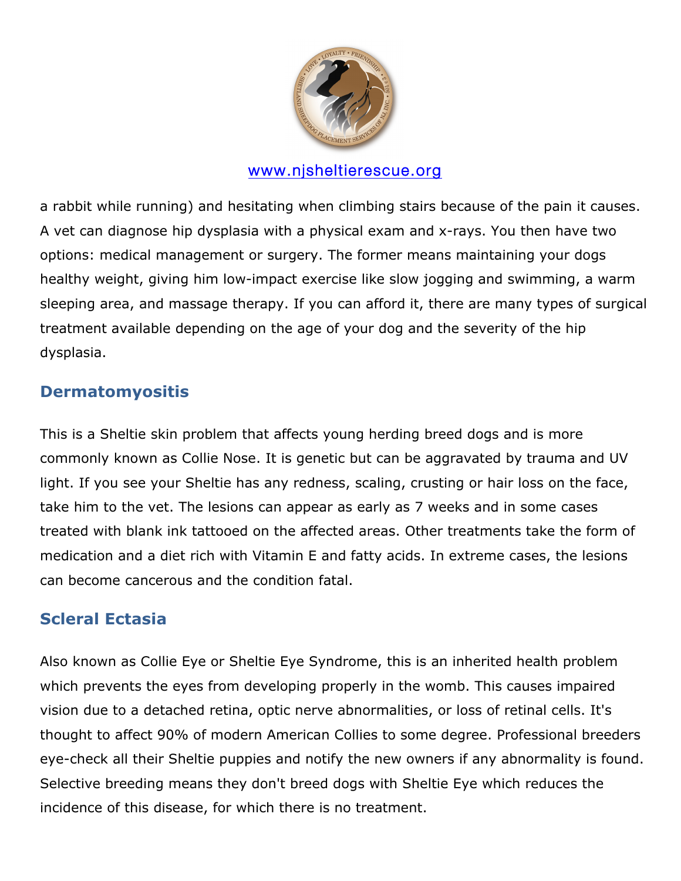a rabbit while running) and hesitating when climbing stairs because of the pain it causes. A vet can diagnose hip dysplasia with a physical exam and x-rays. You then have two options: medical management or surgery. The former means maintaining your dogs healthy weight, giving him low-impact exercise like slow jogging and swimming, a warm sleeping area, and massage therapy. If you can afford it, there are many types of surgical treatment available depending on the age of your dog and the severity of the hip dysplasia.

## Dermatomyositis

This is a Sheltie skin problem that affects young herding breed dogs and is more commonly known as Collie Nose. It is genetic but can be aggravated by trauma and UV light. If you see your Sheltie has any redness, scaling, crusting or hair loss on the face, take him to the vet. The lesions can appear as early as 7 weeks and in some cases treated with blank ink tattooed on the affected areas. Other treatments take the form of medication and a diet rich with Vitamin E and fatty acids. In extreme cases, the lesions can become cancerous and the condition fatal.

## Scleral Ectasia

Also known as Collie Eye or Sheltie Eye Syndrome, this is an inherited health problem which prevents the eyes from developing properly in the womb. This causes impaired vision due to a detached retina, optic nerve abnormalities, or loss of retinal cells. It's thought to affect 90% of modern American Collies to some degree. Professional breeders eye-check all their Sheltie puppies and notify the new owners if any abnormality is found. Selective breeding means they don't breed dogs with Sheltie Eye which reduces the incidence of this disease, for which there is no treatment.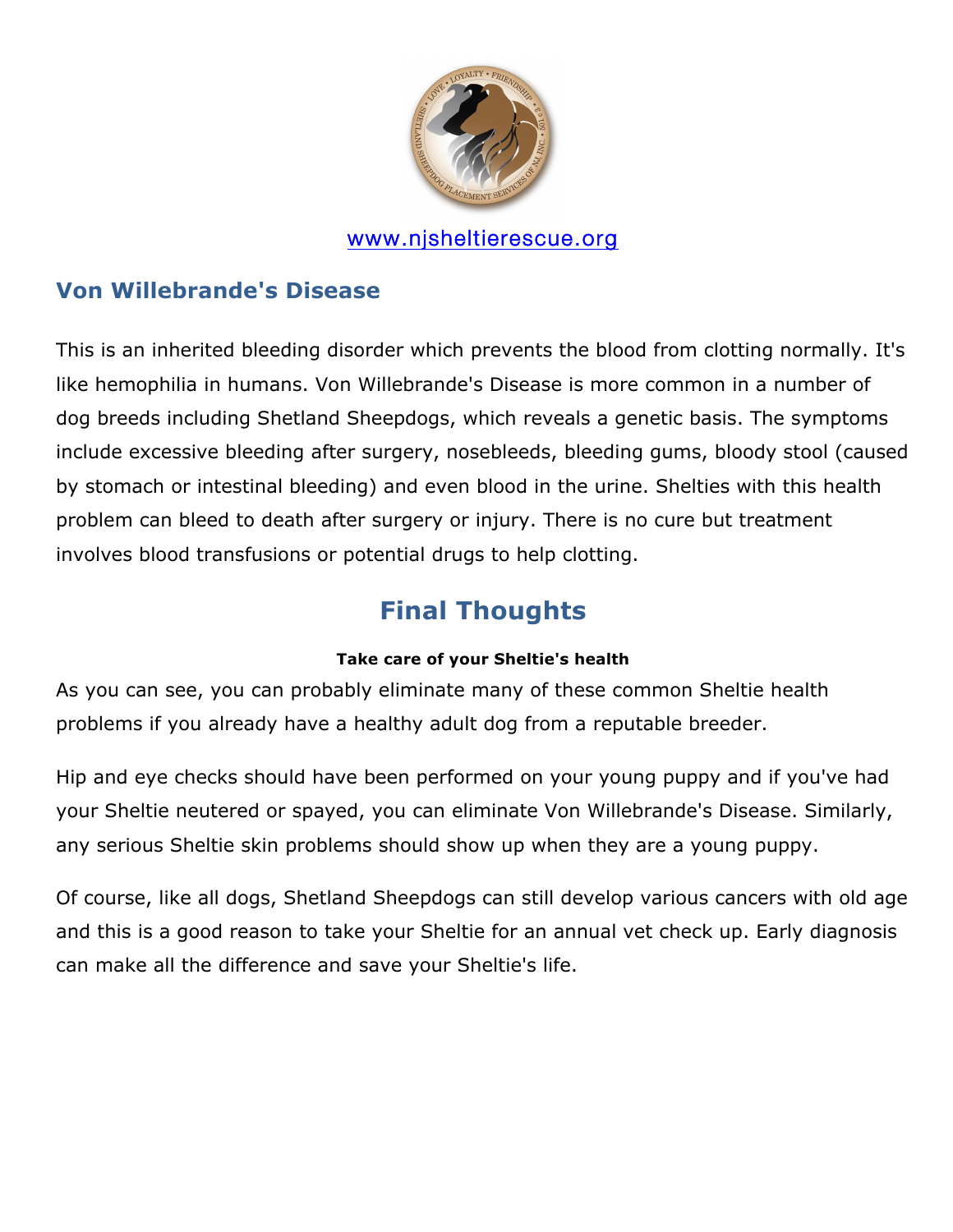[www.njsheltierescue.org](http://www.njsheltierescue.org)

## Von Willebrande's Disease

This is an inherited bleeding disorder which prevents the blood from clotting normally. It's like hemophilia in humans. Von Willebrande's Disease is more common in a number of dog breeds including Shetland Sheepdogs, which reveals a genetic basis. The symptoms include excessive bleeding after surgery, nosebleeds, bleeding gums, bloody stool (caused by stomach or intestinal bleeding) and even blood in the urine. Shelties with this health problem can bleed to death after surgery or injury. There is no cure but treatment involves blood transfusions or potential drugs to help clotting.

## Final Thoughts

**Take care of your Sheltie's health**

As you can see, you can probably eliminate many of these common Sheltie health problems if you already have a healthy adult dog from a reputable breeder.

Hip and eye checks should have been performed on your young puppy and if you've had your Sheltie neutered or spayed, you can eliminate Von Willebrande's Disease. Similarly, any serious Sheltie skin problems should show up when they are a young puppy.

Of course, like all dogs, Shetland Sheepdogs can still develop various cancers with old age and this is a good reason to take your Sheltie for an annual vet check up. Early diagnosis can make all the difference and save your Sheltie's life.